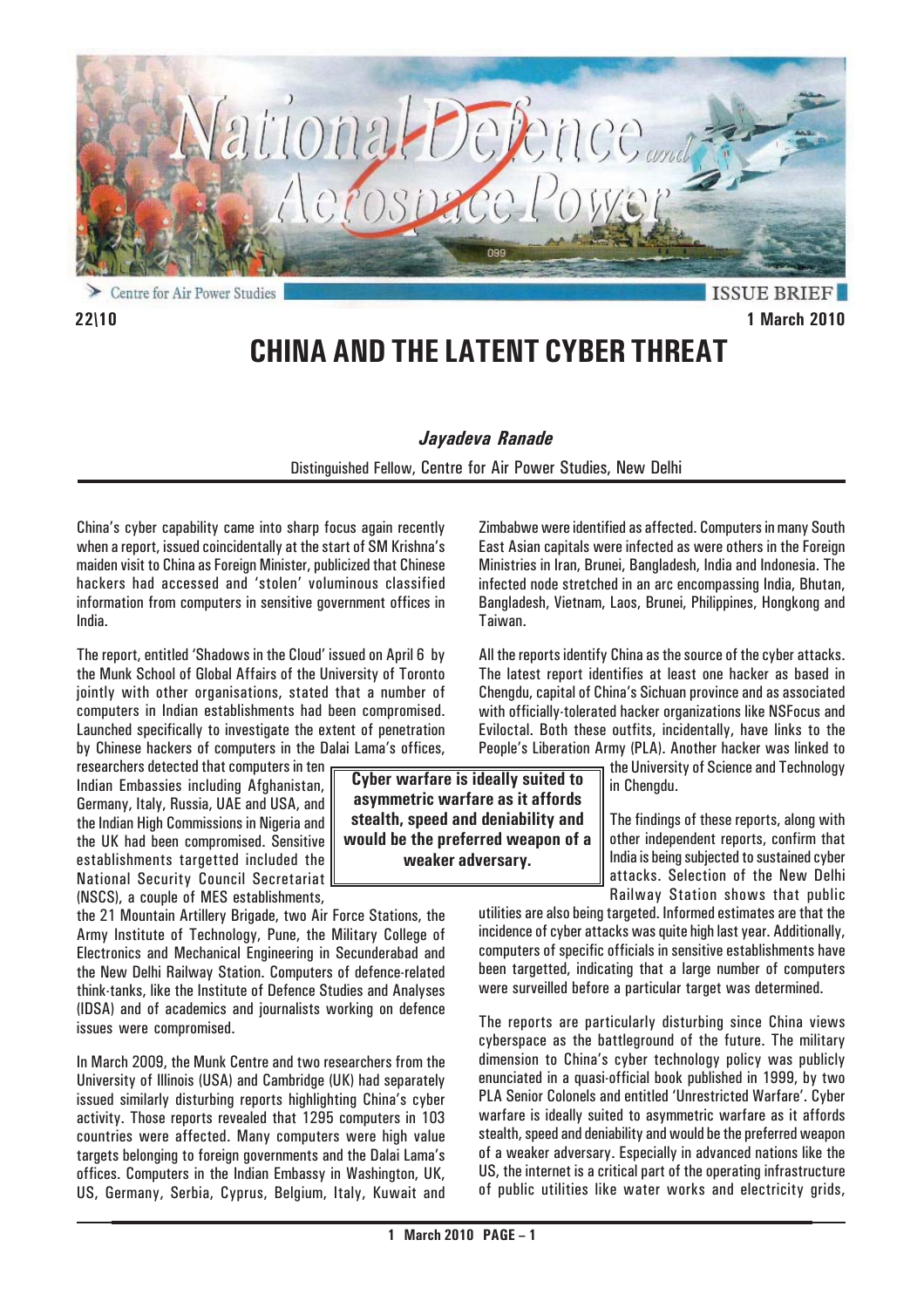ISSUE BRIEF

22\10

1 March 2010

# CHINA AND THE LATENT CYBER THREAT

***Jayadeva Ranade***

Distinguished Fellow, Centre for Air Power Studies, New Delhi

China's cyber capability came into sharp focus again recently when a report, issued coincidentally at the start of SM Krishna's maiden visit to China as Foreign Minister, publicized that Chinese hackers had accessed and 'stolen' voluminous classified information from computers in sensitive government offices in India.

The report, entitled 'Shadows in the Cloud' issued on April 6 by the Munk School of Global Affairs of the University of Toronto jointly with other organisations, stated that a number of computers in Indian establishments had been compromised. Launched specifically to investigate the extent of penetration by Chinese hackers of computers in the Dalai Lama's offices, researchers detected that computers in ten Indian Embassies including Afghanistan, Germany, Italy, Russia, UAE and USA, and the Indian High Commissions in Nigeria and the UK had been compromised. Sensitive establishments targetted included the National Security Council Secretariat (NSCS), a couple of MES establishments, the 21 Mountain Artillery Brigade, two Air Force Stations, the Army Institute of Technology, Pune, the Military College of Electronics and Mechanical Engineering in Secunderabad and the New Delhi Railway Station. Computers of defence-related think-tanks, like the Institute of Defence Studies and Analyses (IDSA) and of academics and journalists working on defence issues were compromised.

In March 2009, the Munk Centre and two researchers from the University of Illinois (USA) and Cambridge (UK) had separately issued similarly disturbing reports highlighting China's cyber activity. Those reports revealed that 1295 computers in 103 countries were affected. Many computers were high value targets belonging to foreign governments and the Dalai Lama's offices. Computers in the Indian Embassy in Washington, UK, US, Germany, Serbia, Cyprus, Belgium, Italy, Kuwait and Zimbabwe were identified as affected. Computers in many South East Asian capitals were infected as were others in the Foreign Ministries in Iran, Brunei, Bangladesh, India and Indonesia. The infected node stretched in an arc encompassing India, Bhutan, Bangladesh, Vietnam, Laos, Brunei, Philippines, Hongkong and Taiwan.

All the reports identify China as the source of the cyber attacks. The latest report identifies at least one hacker as based in Chengdu, capital of China's Sichuan province and as associated with officially-tolerated hacker organizations like NSFocus and Eviloctal. Both these outfits, incidentally, have links to the People's Liberation Army (PLA). Another hacker was linked to the University of Science and Technology in Chengdu.

> **Cyber warfare is ideally suited to asymmetric warfare as it affords stealth, speed and deniability and would be the preferred weapon of a weaker adversary.**

The findings of these reports, along with other independent reports, confirm that India is being subjected to sustained cyber attacks. Selection of the New Delhi Railway Station shows that public utilities are also being targeted. Informed estimates are that the incidence of cyber attacks was quite high last year. Additionally, computers of specific officials in sensitive establishments have been targetted, indicating that a large number of computers were surveilled before a particular target was determined.

The reports are particularly disturbing since China views cyberspace as the battleground of the future. The military dimension to China's cyber technology policy was publicly enunciated in a quasi-official book published in 1999, by two PLA Senior Colonels and entitled 'Unrestricted Warfare'. Cyber warfare is ideally suited to asymmetric warfare as it affords stealth, speed and deniability and would be the preferred weapon of a weaker adversary. Especially in advanced nations like the US, the internet is a critical part of the operating infrastructure of public utilities like water works and electricity grids,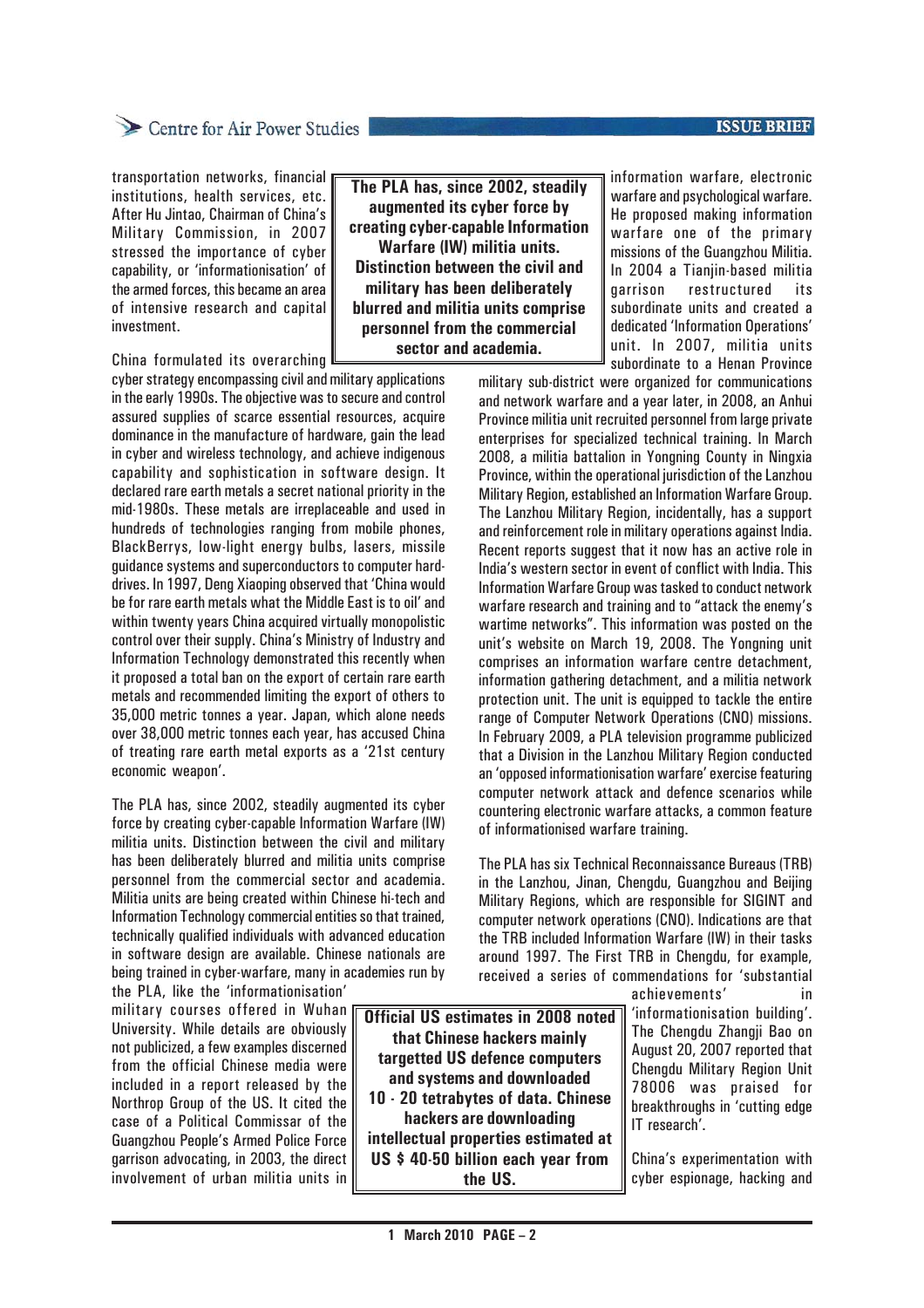transportation networks, financial institutions, health services, etc. After Hu Jintao, Chairman of China's Military Commission, in 2007 stressed the importance of cyber capability, or 'informationisation' of the armed forces, this became an area of intensive research and capital investment.

**The PLA has, since 2002, steadily augmented its cyber force by creating cyber-capable Information Warfare (IW) militia units. Distinction between the civil and military has been deliberately blurred and militia units comprise personnel from the commercial sector and academia.**

China formulated its overarching cyber strategy encompassing civil and military applications in the early 1990s. The objective was to secure and control assured supplies of scarce essential resources, acquire dominance in the manufacture of hardware, gain the lead in cyber and wireless technology, and achieve indigenous capability and sophistication in software design. It declared rare earth metals a secret national priority in the mid-1980s. These metals are irreplaceable and used in hundreds of technologies ranging from mobile phones, BlackBerrys, low-light energy bulbs, lasers, missile guidance systems and superconductors to computer hard-drives. In 1997, Deng Xiaoping observed that 'China would be for rare earth metals what the Middle East is to oil' and within twenty years China acquired virtually monopolistic control over their supply. China's Ministry of Industry and Information Technology demonstrated this recently when it proposed a total ban on the export of certain rare earth metals and recommended limiting the export of others to 35,000 metric tonnes a year. Japan, which alone needs over 38,000 metric tonnes each year, has accused China of treating rare earth metal exports as a '21st century economic weapon'.

The PLA has, since 2002, steadily augmented its cyber force by creating cyber-capable Information Warfare (IW) militia units. Distinction between the civil and military has been deliberately blurred and militia units comprise personnel from the commercial sector and academia. Militia units are being created within Chinese hi-tech and Information Technology commercial entities so that trained, technically qualified individuals with advanced education in software design are available. Chinese nationals are being trained in cyber-warfare, many in academies run by the PLA, like the 'informationisation' military courses offered in Wuhan University. While details are obviously not publicized, a few examples discerned from the official Chinese media were included in a report released by the Northrop Group of the US. It cited the case of a Political Commissar of the Guangzhou People's Armed Police Force garrison advocating, in 2003, the direct involvement of urban militia units in information warfare, electronic warfare and psychological warfare. He proposed making information warfare one of the primary missions of the Guangzhou Militia. In 2004 a Tianjin-based militia garrison restructured its subordinate units and created a dedicated 'Information Operations' unit. In 2007, militia units subordinate to a Henan Province military sub-district were organized for communications and network warfare and a year later, in 2008, an Anhui Province militia unit recruited personnel from large private enterprises for specialized technical training. In March 2008, a militia battalion in Yongning County in Ningxia Province, within the operational jurisdiction of the Lanzhou Military Region, established an Information Warfare Group. The Lanzhou Military Region, incidentally, has a support and reinforcement role in military operations against India. Recent reports suggest that it now has an active role in India's western sector in event of conflict with India. This Information Warfare Group was tasked to conduct network warfare research and training and to "attack the enemy's wartime networks". This information was posted on the unit's website on March 19, 2008. The Yongning unit comprises an information warfare centre detachment, information gathering detachment, and a militia network protection unit. The unit is equipped to tackle the entire range of Computer Network Operations (CNO) missions. In February 2009, a PLA television programme publicized that a Division in the Lanzhou Military Region conducted an 'opposed informationisation warfare' exercise featuring computer network attack and defence scenarios while countering electronic warfare attacks, a common feature of informationised warfare training.

The PLA has six Technical Reconnaissance Bureaus (TRB) in the Lanzhou, Jinan, Chengdu, Guangzhou and Beijing Military Regions, which are responsible for SIGINT and computer network operations (CNO). Indications are that the TRB included Information Warfare (IW) in their tasks around 1997. The First TRB in Chengdu, for example, received a series of commendations for 'substantial achievements' in 'informationisation building'. The Chengdu Zhangji Bao on August 20, 2007 reported that Chengdu Military Region Unit 78006 was praised for breakthroughs in 'cutting edge IT research'.

**Official US estimates in 2008 noted that Chinese hackers mainly targetted US defence computers and systems and downloaded 10 - 20 tetrabytes of data. Chinese hackers are downloading intellectual properties estimated at US $ 40-50 billion each year from the US.**

China's experimentation with cyber espionage, hacking and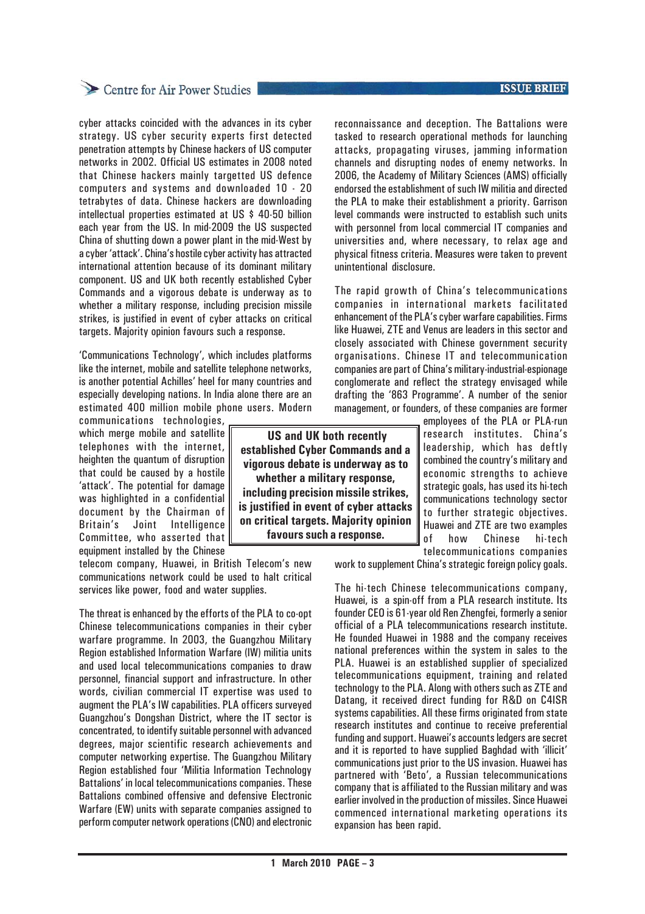cyber attacks coincided with the advances in its cyber strategy. US cyber security experts first detected penetration attempts by Chinese hackers of US computer networks in 2002. Official US estimates in 2008 noted that Chinese hackers mainly targetted US defence computers and systems and downloaded 10 - 20 tetrabytes of data. Chinese hackers are downloading intellectual properties estimated at US $ 40-50 billion each year from the US. In mid-2009 the US suspected China of shutting down a power plant in the mid-West by a cyber 'attack'. China's hostile cyber activity has attracted international attention because of its dominant military component. US and UK both recently established Cyber Commands and a vigorous debate is underway as to whether a military response, including precision missile strikes, is justified in event of cyber attacks on critical targets. Majority opinion favours such a response.

'Communications Technology', which includes platforms like the internet, mobile and satellite telephone networks, is another potential Achilles' heel for many countries and especially developing nations. In India alone there are an estimated 400 million mobile phone users. Modern communications technologies, which merge mobile and satellite telephones with the internet, heighten the quantum of disruption that could be caused by a hostile 'attack'. The potential for damage was highlighted in a confidential document by the Chairman of Britain's Joint Intelligence Committee, who asserted that equipment installed by the Chinese telecom company, Huawei, in British Telecom's new communications network could be used to halt critical services like power, food and water supplies.

> **US and UK both recently established Cyber Commands and a vigorous debate is underway as to whether a military response, including precision missile strikes, is justified in event of cyber attacks on critical targets. Majority opinion favours such a response.**

The threat is enhanced by the efforts of the PLA to co-opt Chinese telecommunications companies in their cyber warfare programme. In 2003, the Guangzhou Military Region established Information Warfare (IW) militia units and used local telecommunications companies to draw personnel, financial support and infrastructure. In other words, civilian commercial IT expertise was used to augment the PLA's IW capabilities. PLA officers surveyed Guangzhou's Dongshan District, where the IT sector is concentrated, to identify suitable personnel with advanced degrees, major scientific research achievements and computer networking expertise. The Guangzhou Military Region established four 'Militia Information Technology Battalions' in local telecommunications companies. These Battalions combined offensive and defensive Electronic Warfare (EW) units with separate companies assigned to perform computer network operations (CNO) and electronic reconnaissance and deception. The Battalions were tasked to research operational methods for launching attacks, propagating viruses, jamming information channels and disrupting nodes of enemy networks. In 2006, the Academy of Military Sciences (AMS) officially endorsed the establishment of such IW militia and directed the PLA to make their establishment a priority. Garrison level commands were instructed to establish such units with personnel from local commercial IT companies and universities and, where necessary, to relax age and physical fitness criteria. Measures were taken to prevent unintentional disclosure.

The rapid growth of China's telecommunications companies in international markets facilitated enhancement of the PLA's cyber warfare capabilities. Firms like Huawei, ZTE and Venus are leaders in this sector and closely associated with Chinese government security organisations. Chinese IT and telecommunication companies are part of China's military-industrial-espionage conglomerate and reflect the strategy envisaged while drafting the '863 Programme'. A number of the senior management, or founders, of these companies are former employees of the PLA or PLA-run research institutes. China's leadership, which has deftly combined the country's military and economic strengths to achieve strategic goals, has used its hi-tech communications technology sector to further strategic objectives. Huawei and ZTE are two examples of how Chinese hi-tech telecommunications companies work to supplement China's strategic foreign policy goals.

The hi-tech Chinese telecommunications company, Huawei, is a spin-off from a PLA research institute. Its founder CEO is 61-year old Ren Zhengfei, formerly a senior official of a PLA telecommunications research institute. He founded Huawei in 1988 and the company receives national preferences within the system in sales to the PLA. Huawei is an established supplier of specialized telecommunications equipment, training and related technology to the PLA. Along with others such as ZTE and Datang, it received direct funding for R&D on C4ISR systems capabilities. All these firms originated from state research institutes and continue to receive preferential funding and support. Huawei's accounts ledgers are secret and it is reported to have supplied Baghdad with 'illicit' communications just prior to the US invasion. Huawei has partnered with 'Beto', a Russian telecommunications company that is affiliated to the Russian military and was earlier involved in the production of missiles. Since Huawei commenced international marketing operations its expansion has been rapid.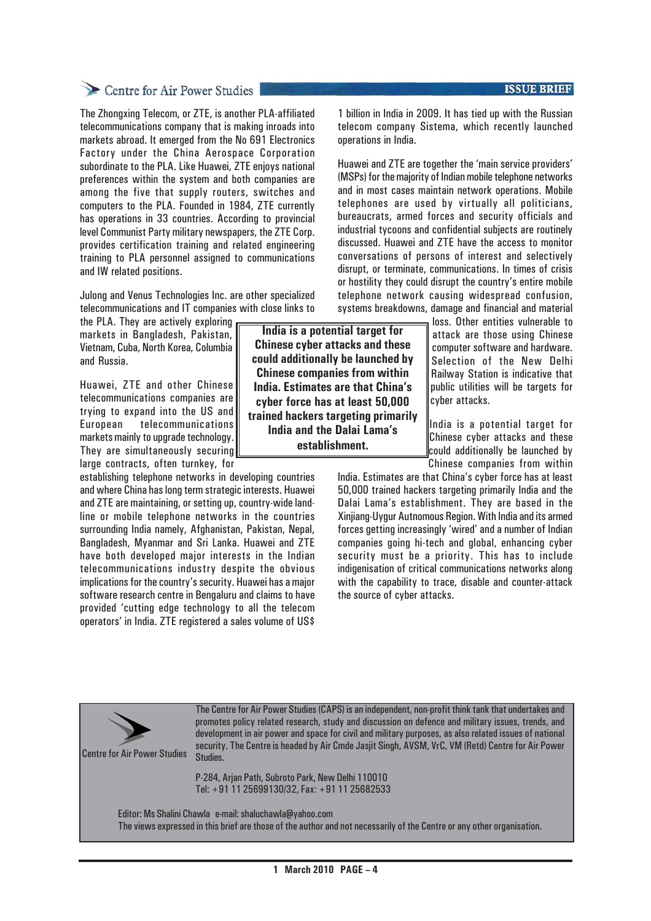The Zhongxing Telecom, or ZTE, is another PLA-affiliated telecommunications company that is making inroads into markets abroad. It emerged from the No 691 Electronics Factory under the China Aerospace Corporation subordinate to the PLA. Like Huawei, ZTE enjoys national preferences within the system and both companies are among the five that supply routers, switches and computers to the PLA. Founded in 1984, ZTE currently has operations in 33 countries. According to provincial level Communist Party military newspapers, the ZTE Corp. provides certification training and related engineering training to PLA personnel assigned to communications and IW related positions.

Julong and Venus Technologies Inc. are other specialized telecommunications and IT companies with close links to the PLA. They are actively exploring markets in Bangladesh, Pakistan, Vietnam, Cuba, North Korea, Columbia and Russia.

Huawei, ZTE and other Chinese telecommunications companies are trying to expand into the US and European telecommunications markets mainly to upgrade technology. They are simultaneously securing large contracts, often turnkey, for establishing telephone networks in developing countries and where China has long term strategic interests. Huawei and ZTE are maintaining, or setting up, country-wide land-line or mobile telephone networks in the countries surrounding India namely, Afghanistan, Pakistan, Nepal, Bangladesh, Myanmar and Sri Lanka. Huawei and ZTE have both developed major interests in the Indian telecommunications industry despite the obvious implications for the country's security. Huawei has a major software research centre in Bengaluru and claims to have provided 'cutting edge technology to all the telecom operators' in India. ZTE registered a sales volume of US$ 1 billion in India in 2009. It has tied up with the Russian telecom company Sistema, which recently launched operations in India.

Huawei and ZTE are together the 'main service providers' (MSPs) for the majority of Indian mobile telephone networks and in most cases maintain network operations. Mobile telephones are used by virtually all politicians, bureaucrats, armed forces and security officials and industrial tycoons and confidential subjects are routinely discussed. Huawei and ZTE have the access to monitor conversations of persons of interest and selectively disrupt, or terminate, communications. In times of crisis or hostility they could disrupt the country's entire mobile telephone network causing widespread confusion, systems breakdowns, damage and financial and material loss. Other entities vulnerable to attack are those using Chinese computer software and hardware. Selection of the New Delhi Railway Station is indicative that public utilities will be targets for cyber attacks.

> **India is a potential target for Chinese cyber attacks and these could additionally be launched by Chinese companies from within India. Estimates are that China's cyber force has at least 50,000 trained hackers targeting primarily India and the Dalai Lama's establishment.**

India is a potential target for Chinese cyber attacks and these could additionally be launched by Chinese companies from within India. Estimates are that China's cyber force has at least 50,000 trained hackers targeting primarily India and the Dalai Lama's establishment. They are based in the Xinjiang-Uygur Autnomous Region. With India and its armed forces getting increasingly 'wired' and a number of Indian companies going hi-tech and global, enhancing cyber security must be a priority. This has to include indigenisation of critical communications networks along with the capability to trace, disable and counter-attack the source of cyber attacks.

---

Centre for Air Power Studies

The Centre for Air Power Studies (CAPS) is an independent, non-profit think tank that undertakes and promotes policy related research, study and discussion on defence and military issues, trends, and development in air power and space for civil and military purposes, as also related issues of national security. The Centre is headed by Air Cmde Jasjit Singh, AVSM, VrC, VM (Retd) Centre for Air Power Studies.

P-284, Arjan Path, Subroto Park, New Delhi 110010
Tel: +91 11 25699130/32, Fax: +91 11 25682533

Editor: Ms Shalini Chawla e-mail: shaluchawla@yahoo.com
The views expressed in this brief are those of the author and not necessarily of the Centre or any other organisation.